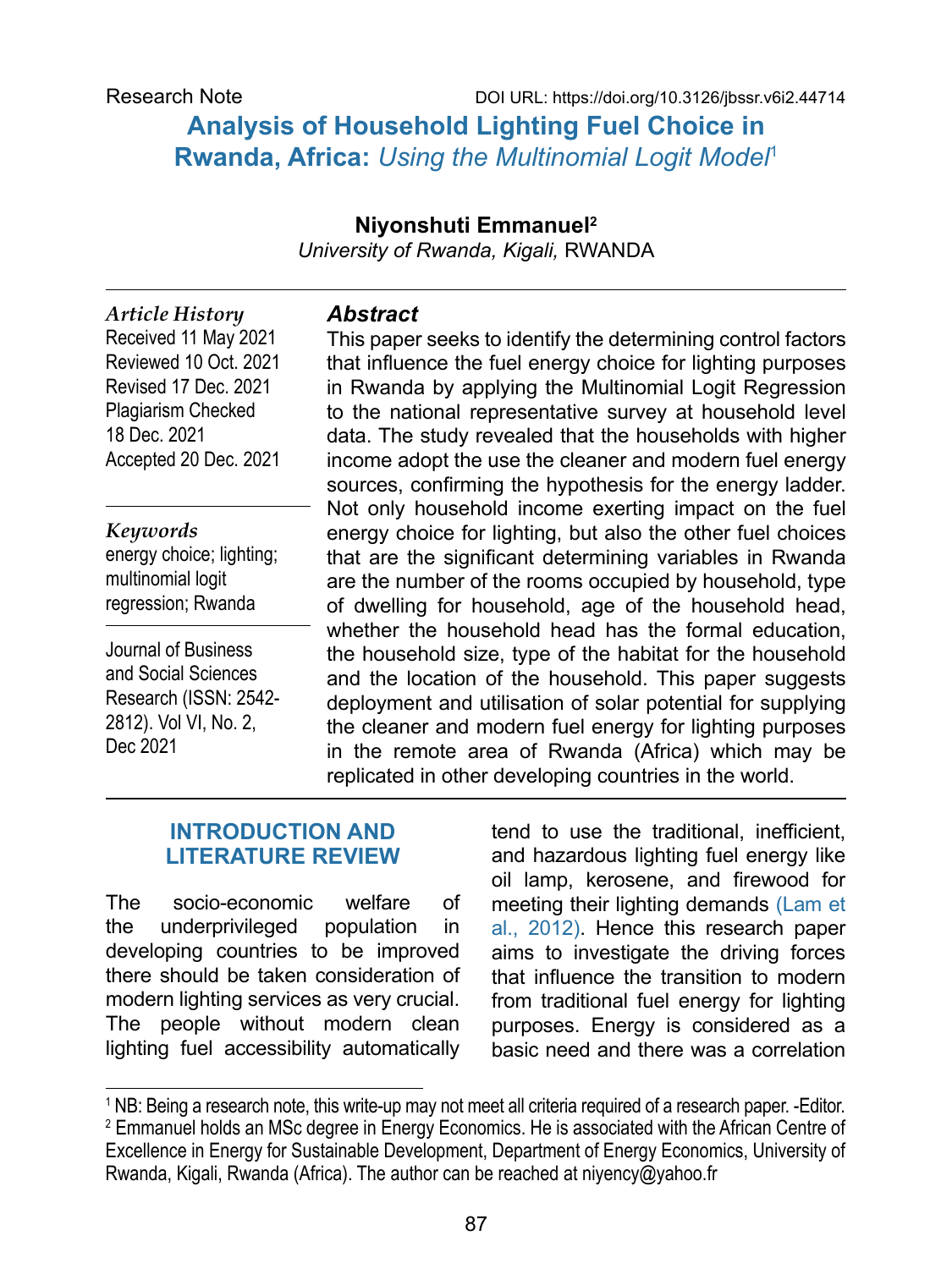Research Note

DOI URL: https://doi.org/10.3126/jbssr.v6i2.44714

# Analysis of Household Lighting Fuel Choice in Rwanda, Africa: *Using the Multinomial Logit Model*[1]

**Niyonshuti Emmanuel**[2]

*University of Rwanda, Kigali,* RWANDA

***Article History***

Received 11 May 2021
Reviewed 10 Oct. 2021
Revised 17 Dec. 2021
Plagiarism Checked 18 Dec. 2021
Accepted 20 Dec. 2021

***Keywords***

energy choice; lighting; multinomial logit regression; Rwanda

Journal of Business and Social Sciences Research (ISSN: 2542-2812). Vol VI, No. 2, Dec 2021

## *Abstract*

This paper seeks to identify the determining control factors that influence the fuel energy choice for lighting purposes in Rwanda by applying the Multinomial Logit Regression to the national representative survey at household level data. The study revealed that the households with higher income adopt the use the cleaner and modern fuel energy sources, confirming the hypothesis for the energy ladder. Not only household income exerting impact on the fuel energy choice for lighting, but also the other fuel choices that are the significant determining variables in Rwanda are the number of the rooms occupied by household, type of dwelling for household, age of the household head, whether the household head has the formal education, the household size, type of the habitat for the household and the location of the household. This paper suggests deployment and utilisation of solar potential for supplying the cleaner and modern fuel energy for lighting purposes in the remote area of Rwanda (Africa) which may be replicated in other developing countries in the world.

## INTRODUCTION AND LITERATURE REVIEW

The socio-economic welfare of the underprivileged population in developing countries to be improved there should be taken consideration of modern lighting services as very crucial. The people without modern clean lighting fuel accessibility automatically tend to use the traditional, inefficient, and hazardous lighting fuel energy like oil lamp, kerosene, and firewood for meeting their lighting demands (Lam et al., 2012). Hence this research paper aims to investigate the driving forces that influence the transition to modern from traditional fuel energy for lighting purposes. Energy is considered as a basic need and there was a correlation

---

[1] NB: Being a research note, this write-up may not meet all criteria required of a research paper. -Editor.

[2] Emmanuel holds an MSc degree in Energy Economics. He is associated with the African Centre of Excellence in Energy for Sustainable Development, Department of Energy Economics, University of Rwanda, Kigali, Rwanda (Africa). The author can be reached at niyency@yahoo.fr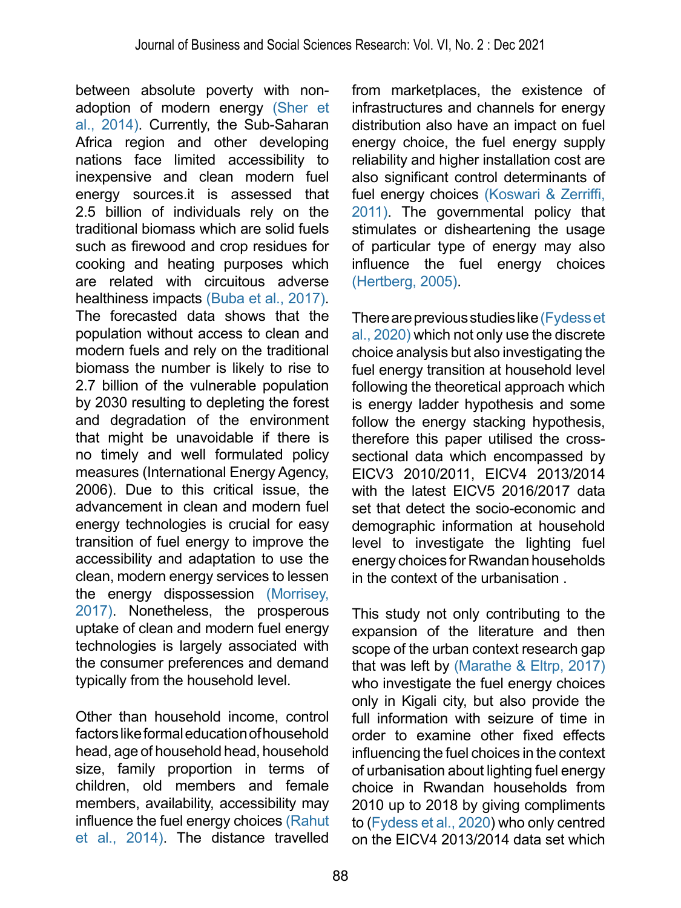between absolute poverty with non-adoption of modern energy (Sher et al., 2014). Currently, the Sub-Saharan Africa region and other developing nations face limited accessibility to inexpensive and clean modern fuel energy sources.it is assessed that 2.5 billion of individuals rely on the traditional biomass which are solid fuels such as firewood and crop residues for cooking and heating purposes which are related with circuitous adverse healthiness impacts (Buba et al., 2017). The forecasted data shows that the population without access to clean and modern fuels and rely on the traditional biomass the number is likely to rise to 2.7 billion of the vulnerable population by 2030 resulting to depleting the forest and degradation of the environment that might be unavoidable if there is no timely and well formulated policy measures (International Energy Agency, 2006). Due to this critical issue, the advancement in clean and modern fuel energy technologies is crucial for easy transition of fuel energy to improve the accessibility and adaptation to use the clean, modern energy services to lessen the energy dispossession (Morrisey, 2017). Nonetheless, the prosperous uptake of clean and modern fuel energy technologies is largely associated with the consumer preferences and demand typically from the household level.

Other than household income, control factors like formal education of household head, age of household head, household size, family proportion in terms of children, old members and female members, availability, accessibility may influence the fuel energy choices (Rahut et al., 2014). The distance travelled from marketplaces, the existence of infrastructures and channels for energy distribution also have an impact on fuel energy choice, the fuel energy supply reliability and higher installation cost are also significant control determinants of fuel energy choices (Koswari & Zerriffi, 2011). The governmental policy that stimulates or disheartening the usage of particular type of energy may also influence the fuel energy choices (Hertberg, 2005).

There are previous studies like (Fydess et al., 2020) which not only use the discrete choice analysis but also investigating the fuel energy transition at household level following the theoretical approach which is energy ladder hypothesis and some follow the energy stacking hypothesis, therefore this paper utilised the cross-sectional data which encompassed by EICV3 2010/2011, EICV4 2013/2014 with the latest EICV5 2016/2017 data set that detect the socio-economic and demographic information at household level to investigate the lighting fuel energy choices for Rwandan households in the context of the urbanisation .

This study not only contributing to the expansion of the literature and then scope of the urban context research gap that was left by (Marathe & Eltrp, 2017) who investigate the fuel energy choices only in Kigali city, but also provide the full information with seizure of time in order to examine other fixed effects influencing the fuel choices in the context of urbanisation about lighting fuel energy choice in Rwandan households from 2010 up to 2018 by giving compliments to (Fydess et al., 2020) who only centred on the EICV4 2013/2014 data set which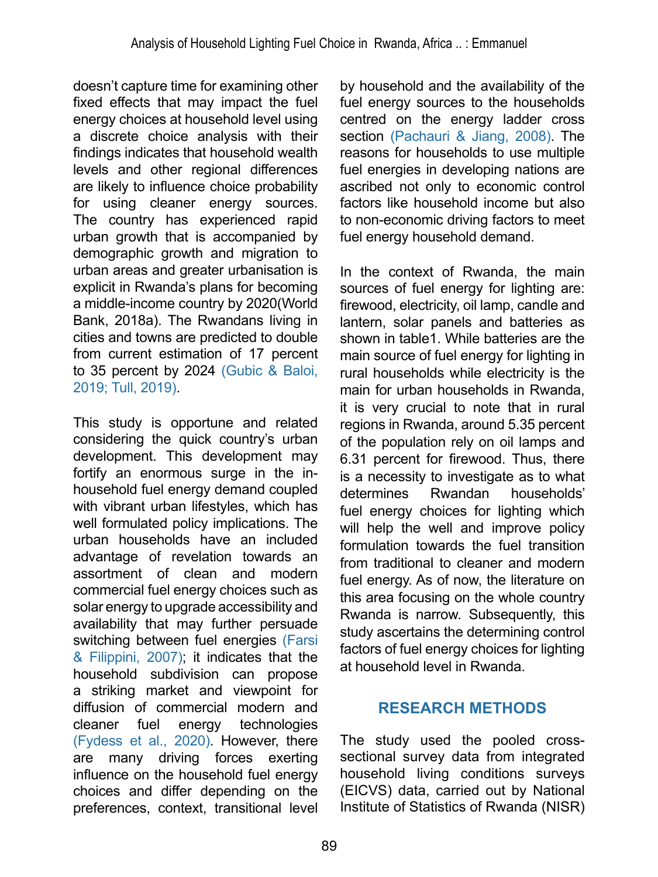doesn't capture time for examining other fixed effects that may impact the fuel energy choices at household level using a discrete choice analysis with their findings indicates that household wealth levels and other regional differences are likely to influence choice probability for using cleaner energy sources. The country has experienced rapid urban growth that is accompanied by demographic growth and migration to urban areas and greater urbanisation is explicit in Rwanda's plans for becoming a middle-income country by 2020(World Bank, 2018a). The Rwandans living in cities and towns are predicted to double from current estimation of 17 percent to 35 percent by 2024 (Gubic & Baloi, 2019; Tull, 2019).

This study is opportune and related considering the quick country's urban development. This development may fortify an enormous surge in the in-household fuel energy demand coupled with vibrant urban lifestyles, which has well formulated policy implications. The urban households have an included advantage of revelation towards an assortment of clean and modern commercial fuel energy choices such as solar energy to upgrade accessibility and availability that may further persuade switching between fuel energies (Farsi & Filippini, 2007); it indicates that the household subdivision can propose a striking market and viewpoint for diffusion of commercial modern and cleaner fuel energy technologies (Fydess et al., 2020). However, there are many driving forces exerting influence on the household fuel energy choices and differ depending on the preferences, context, transitional level by household and the availability of the fuel energy sources to the households centred on the energy ladder cross section (Pachauri & Jiang, 2008). The reasons for households to use multiple fuel energies in developing nations are ascribed not only to economic control factors like household income but also to non-economic driving factors to meet fuel energy household demand.

In the context of Rwanda, the main sources of fuel energy for lighting are: firewood, electricity, oil lamp, candle and lantern, solar panels and batteries as shown in table1. While batteries are the main source of fuel energy for lighting in rural households while electricity is the main for urban households in Rwanda, it is very crucial to note that in rural regions in Rwanda, around 5.35 percent of the population rely on oil lamps and 6.31 percent for firewood. Thus, there is a necessity to investigate as to what determines Rwandan households' fuel energy choices for lighting which will help the well and improve policy formulation towards the fuel transition from traditional to cleaner and modern fuel energy. As of now, the literature on this area focusing on the whole country Rwanda is narrow. Subsequently, this study ascertains the determining control factors of fuel energy choices for lighting at household level in Rwanda.

## RESEARCH METHODS

The study used the pooled cross-sectional survey data from integrated household living conditions surveys (EICVS) data, carried out by National Institute of Statistics of Rwanda (NISR)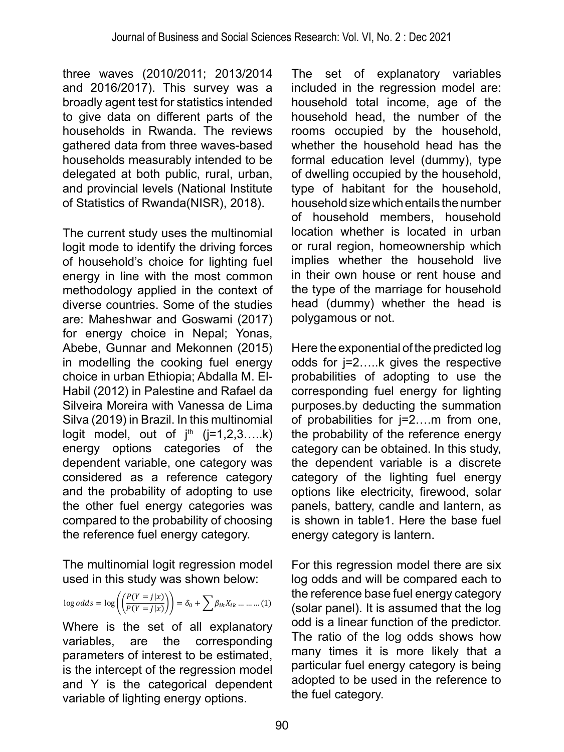three waves (2010/2011; 2013/2014 and 2016/2017). This survey was a broadly agent test for statistics intended to give data on different parts of the households in Rwanda. The reviews gathered data from three waves-based households measurably intended to be delegated at both public, rural, urban, and provincial levels (National Institute of Statistics of Rwanda(NISR), 2018).

The current study uses the multinomial logit mode to identify the driving forces of household's choice for lighting fuel energy in line with the most common methodology applied in the context of diverse countries. Some of the studies are: Maheshwar and Goswami (2017) for energy choice in Nepal; Yonas, Abebe, Gunnar and Mekonnen (2015) in modelling the cooking fuel energy choice in urban Ethiopia; Abdalla M. El-Habil (2012) in Palestine and Rafael da Silveira Moreira with Vanessa de Lima Silva (2019) in Brazil. In this multinomial logit model, out of $j^{th}$ (j=1,2,3…..k) energy options categories of the dependent variable, one category was considered as a reference category and the probability of adopting to use the other fuel energy categories was compared to the probability of choosing the reference fuel energy category.

The multinomial logit regression model used in this study was shown below:

$$\log odds = \log\left(\left(\frac{P(Y=j|x)}{P(Y=J|x)}\right)\right) = \delta_0 + \sum \beta_{ik} X_{ik} \dots\dots\dots (1)$$

Where is the set of all explanatory variables, are the corresponding parameters of interest to be estimated, is the intercept of the regression model and Y is the categorical dependent variable of lighting energy options.

The set of explanatory variables included in the regression model are: household total income, age of the household head, the number of the rooms occupied by the household, whether the household head has the formal education level (dummy), type of dwelling occupied by the household, type of habitant for the household, household size which entails the number of household members, household location whether is located in urban or rural region, homeownership which implies whether the household live in their own house or rent house and the type of the marriage for household head (dummy) whether the head is polygamous or not.

Here the exponential of the predicted log odds for j=2…..k gives the respective probabilities of adopting to use the corresponding fuel energy for lighting purposes.by deducting the summation of probabilities for j=2….m from one, the probability of the reference energy category can be obtained. In this study, the dependent variable is a discrete category of the lighting fuel energy options like electricity, firewood, solar panels, battery, candle and lantern, as is shown in table1. Here the base fuel energy category is lantern.

For this regression model there are six log odds and will be compared each to the reference base fuel energy category (solar panel). It is assumed that the log odd is a linear function of the predictor. The ratio of the log odds shows how many times it is more likely that a particular fuel energy category is being adopted to be used in the reference to the fuel category.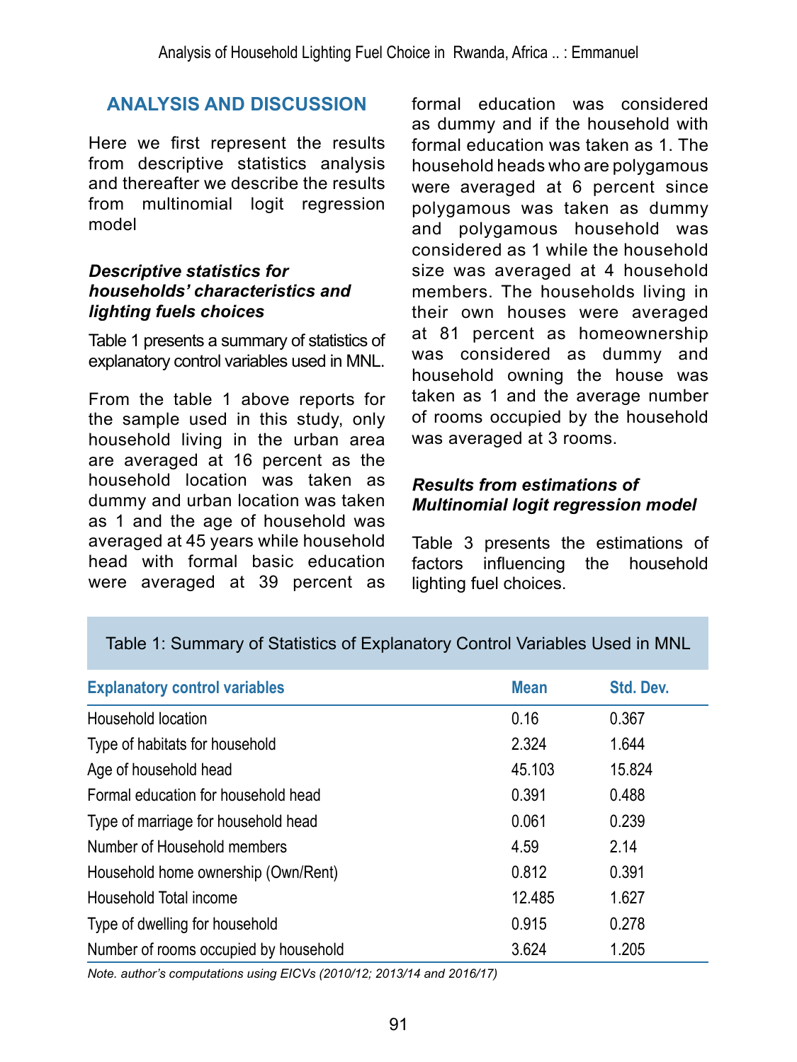## ANALYSIS AND DISCUSSION

Here we first represent the results from descriptive statistics analysis and thereafter we describe the results from multinomial logit regression model

### *Descriptive statistics for households' characteristics and lighting fuels choices*

Table 1 presents a summary of statistics of explanatory control variables used in MNL.

From the table 1 above reports for the sample used in this study, only household living in the urban area are averaged at 16 percent as the household location was taken as dummy and urban location was taken as 1 and the age of household was averaged at 45 years while household head with formal basic education were averaged at 39 percent as formal education was considered as dummy and if the household with formal education was taken as 1. The household heads who are polygamous were averaged at 6 percent since polygamous was taken as dummy and polygamous household was considered as 1 while the household size was averaged at 4 household members. The households living in their own houses were averaged at 81 percent as homeownership was considered as dummy and household owning the house was taken as 1 and the average number of rooms occupied by the household was averaged at 3 rooms.

### *Results from estimations of Multinomial logit regression model*

Table 3 presents the estimations of factors influencing the household lighting fuel choices.

Table 1: Summary of Statistics of Explanatory Control Variables Used in MNL

| Explanatory control variables | Mean | Std. Dev. |
|---|---|---|
| Household location | 0.16 | 0.367 |
| Type of habitats for household | 2.324 | 1.644 |
| Age of household head | 45.103 | 15.824 |
| Formal education for household head | 0.391 | 0.488 |
| Type of marriage for household head | 0.061 | 0.239 |
| Number of Household members | 4.59 | 2.14 |
| Household home ownership (Own/Rent) | 0.812 | 0.391 |
| Household Total income | 12.485 | 1.627 |
| Type of dwelling for household | 0.915 | 0.278 |
| Number of rooms occupied by household | 3.624 | 1.205 |

*Note. author's computations using EICVs (2010/12; 2013/14 and 2016/17)*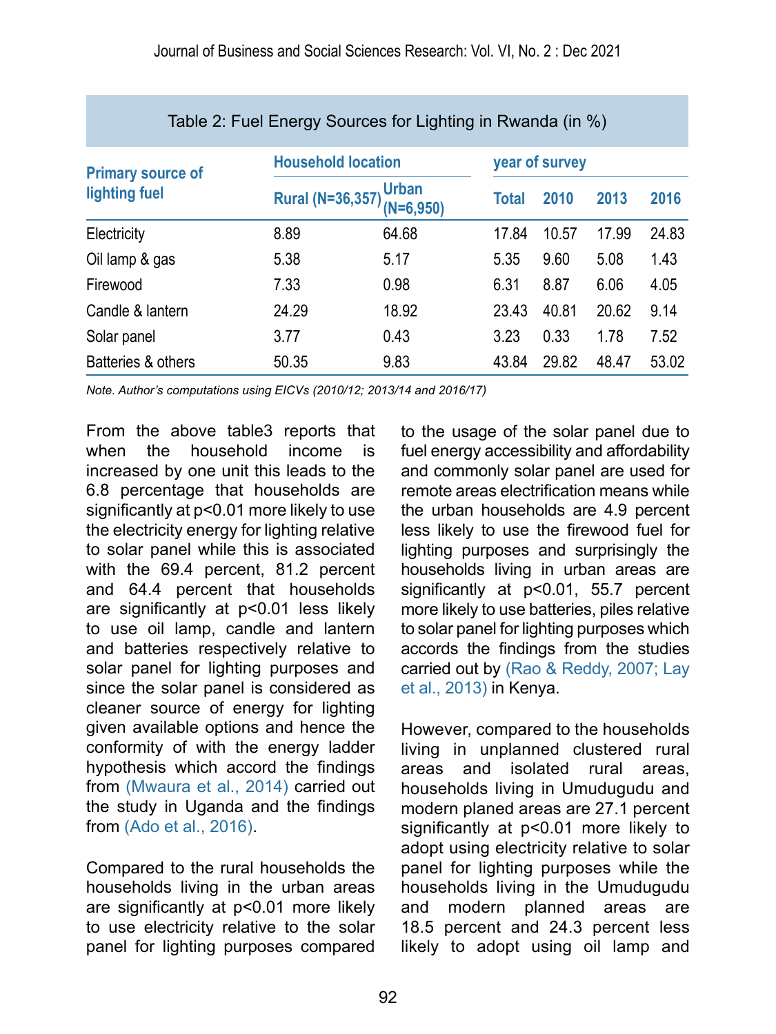Table 2: Fuel Energy Sources for Lighting in Rwanda (in %)

| Primary source of lighting fuel | Household location | | year of survey | | | |
|---|---|---|---|---|---|---|
| | Rural (N=36,357) | Urban (N=6,950) | Total | 2010 | 2013 | 2016 |
| Electricity | 8.89 | 64.68 | 17.84 | 10.57 | 17.99 | 24.83 |
| Oil lamp & gas | 5.38 | 5.17 | 5.35 | 9.60 | 5.08 | 1.43 |
| Firewood | 7.33 | 0.98 | 6.31 | 8.87 | 6.06 | 4.05 |
| Candle & lantern | 24.29 | 18.92 | 23.43 | 40.81 | 20.62 | 9.14 |
| Solar panel | 3.77 | 0.43 | 3.23 | 0.33 | 1.78 | 7.52 |
| Batteries & others | 50.35 | 9.83 | 43.84 | 29.82 | 48.47 | 53.02 |

*Note. Author's computations using EICVs (2010/12; 2013/14 and 2016/17)*

From the above table3 reports that when the household income is increased by one unit this leads to the 6.8 percentage that households are significantly at p<0.01 more likely to use the electricity energy for lighting relative to solar panel while this is associated with the 69.4 percent, 81.2 percent and 64.4 percent that households are significantly at p<0.01 less likely to use oil lamp, candle and lantern and batteries respectively relative to solar panel for lighting purposes and since the solar panel is considered as cleaner source of energy for lighting given available options and hence the conformity of with the energy ladder hypothesis which accord the findings from (Mwaura et al., 2014) carried out the study in Uganda and the findings from (Ado et al., 2016).

Compared to the rural households the households living in the urban areas are significantly at p<0.01 more likely to use electricity relative to the solar panel for lighting purposes compared to the usage of the solar panel due to fuel energy accessibility and affordability and commonly solar panel are used for remote areas electrification means while the urban households are 4.9 percent less likely to use the firewood fuel for lighting purposes and surprisingly the households living in urban areas are significantly at p<0.01, 55.7 percent more likely to use batteries, piles relative to solar panel for lighting purposes which accords the findings from the studies carried out by (Rao & Reddy, 2007; Lay et al., 2013) in Kenya.

However, compared to the households living in unplanned clustered rural areas and isolated rural areas, households living in Umudugudu and modern planed areas are 27.1 percent significantly at p<0.01 more likely to adopt using electricity relative to solar panel for lighting purposes while the households living in the Umudugudu and modern planned areas are 18.5 percent and 24.3 percent less likely to adopt using oil lamp and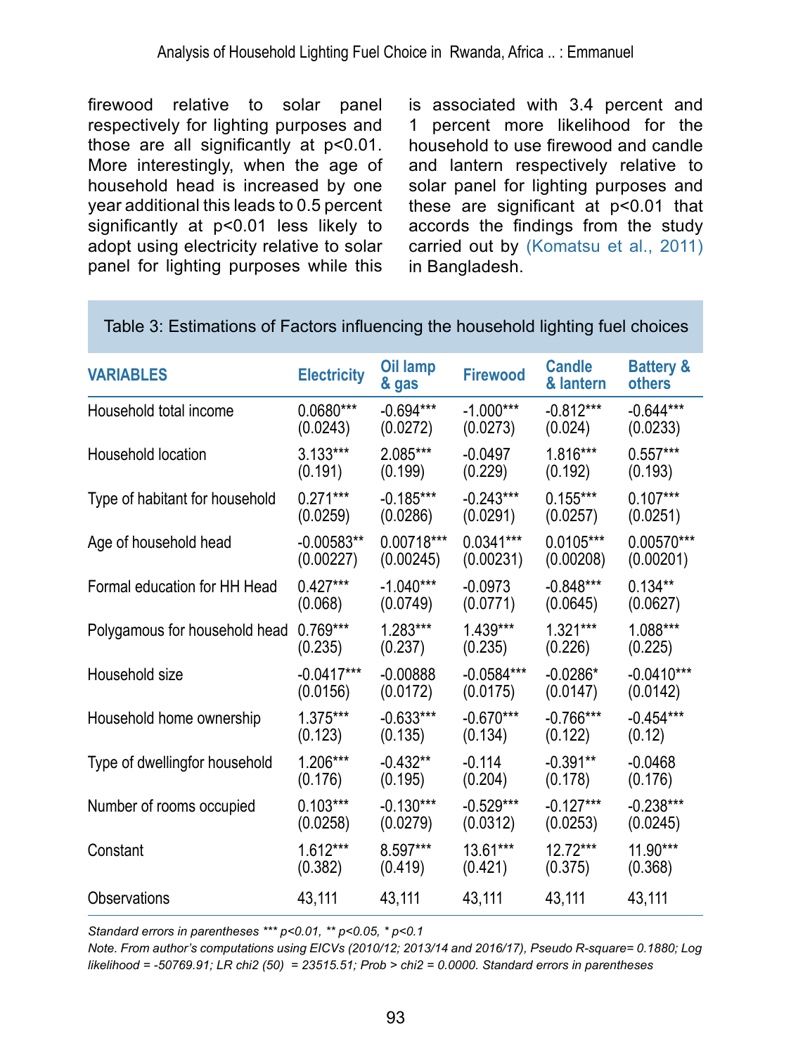firewood relative to solar panel respectively for lighting purposes and those are all significantly at p<0.01. More interestingly, when the age of household head is increased by one year additional this leads to 0.5 percent significantly at p<0.01 less likely to adopt using electricity relative to solar panel for lighting purposes while this is associated with 3.4 percent and 1 percent more likelihood for the household to use firewood and candle and lantern respectively relative to solar panel for lighting purposes and these are significant at p<0.01 that accords the findings from the study carried out by (Komatsu et al., 2011) in Bangladesh.

Table 3: Estimations of Factors influencing the household lighting fuel choices

| VARIABLES | Electricity | Oil lamp & gas | Firewood | Candle & lantern | Battery & others |
|---|---|---|---|---|---|
| Household total income | 0.0680*** (0.0243) | -0.694*** (0.0272) | -1.000*** (0.0273) | -0.812*** (0.024) | -0.644*** (0.0233) |
| Household location | 3.133*** (0.191) | 2.085*** (0.199) | -0.0497 (0.229) | 1.816*** (0.192) | 0.557*** (0.193) |
| Type of habitant for household | 0.271*** (0.0259) | -0.185*** (0.0286) | -0.243*** (0.0291) | 0.155*** (0.0257) | 0.107*** (0.0251) |
| Age of household head | -0.00583** (0.00227) | 0.00718*** (0.00245) | 0.0341*** (0.00231) | 0.0105*** (0.00208) | 0.00570*** (0.00201) |
| Formal education for HH Head | 0.427*** (0.068) | -1.040*** (0.0749) | -0.0973 (0.0771) | -0.848*** (0.0645) | 0.134** (0.0627) |
| Polygamous for household head | 0.769*** (0.235) | 1.283*** (0.237) | 1.439*** (0.235) | 1.321*** (0.226) | 1.088*** (0.225) |
| Household size | -0.0417*** (0.0156) | -0.00888 (0.0172) | -0.0584*** (0.0175) | -0.0286* (0.0147) | -0.0410*** (0.0142) |
| Household home ownership | 1.375*** (0.123) | -0.633*** (0.135) | -0.670*** (0.134) | -0.766*** (0.122) | -0.454*** (0.12) |
| Type of dwellingfor household | 1.206*** (0.176) | -0.432** (0.195) | -0.114 (0.204) | -0.391** (0.178) | -0.0468 (0.176) |
| Number of rooms occupied | 0.103*** (0.0258) | -0.130*** (0.0279) | -0.529*** (0.0312) | -0.127*** (0.0253) | -0.238*** (0.0245) |
| Constant | 1.612*** (0.382) | 8.597*** (0.419) | 13.61*** (0.421) | 12.72*** (0.375) | 11.90*** (0.368) |
| Observations | 43,111 | 43,111 | 43,111 | 43,111 | 43,111 |

*Standard errors in parentheses *** p<0.01, ** p<0.05, * p<0.1*

*Note. From author's computations using EICVs (2010/12; 2013/14 and 2016/17), Pseudo R-square= 0.1880; Log likelihood = -50769.91; LR chi2 (50) = 23515.51; Prob > chi2 = 0.0000. Standard errors in parentheses*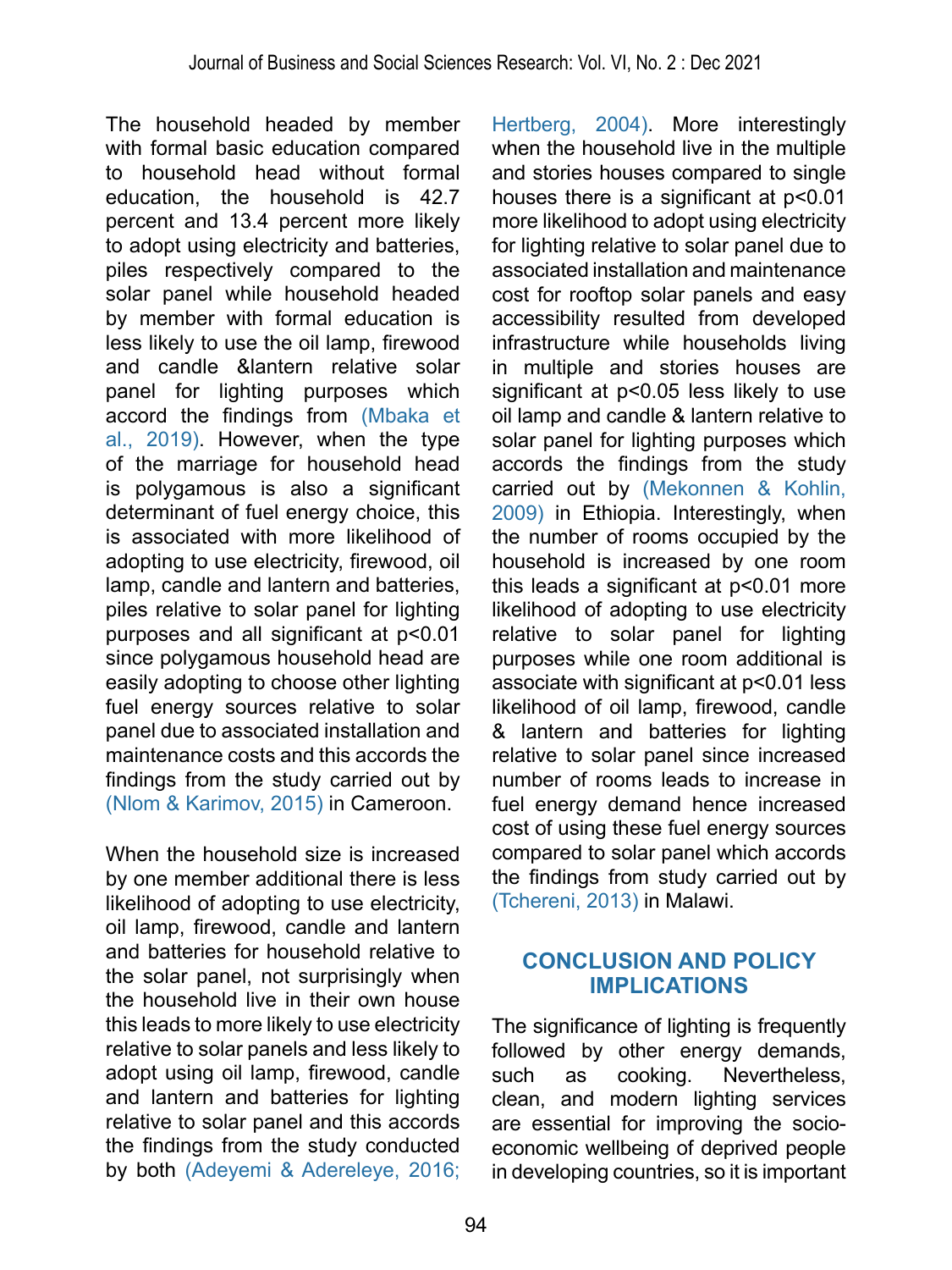The household headed by member with formal basic education compared to household head without formal education, the household is 42.7 percent and 13.4 percent more likely to adopt using electricity and batteries, piles respectively compared to the solar panel while household headed by member with formal education is less likely to use the oil lamp, firewood and candle &lantern relative solar panel for lighting purposes which accord the findings from (Mbaka et al., 2019). However, when the type of the marriage for household head is polygamous is also a significant determinant of fuel energy choice, this is associated with more likelihood of adopting to use electricity, firewood, oil lamp, candle and lantern and batteries, piles relative to solar panel for lighting purposes and all significant at $p<0.01$ since polygamous household head are easily adopting to choose other lighting fuel energy sources relative to solar panel due to associated installation and maintenance costs and this accords the findings from the study carried out by (Nlom & Karimov, 2015) in Cameroon.

When the household size is increased by one member additional there is less likelihood of adopting to use electricity, oil lamp, firewood, candle and lantern and batteries for household relative to the solar panel, not surprisingly when the household live in their own house this leads to more likely to use electricity relative to solar panels and less likely to adopt using oil lamp, firewood, candle and lantern and batteries for lighting relative to solar panel and this accords the findings from the study conducted by both (Adeyemi & Adereleye, 2016; Hertberg, 2004). More interestingly when the household live in the multiple and stories houses compared to single houses there is a significant at $p<0.01$ more likelihood to adopt using electricity for lighting relative to solar panel due to associated installation and maintenance cost for rooftop solar panels and easy accessibility resulted from developed infrastructure while households living in multiple and stories houses are significant at $p<0.05$ less likely to use oil lamp and candle & lantern relative to solar panel for lighting purposes which accords the findings from the study carried out by (Mekonnen & Kohlin, 2009) in Ethiopia. Interestingly, when the number of rooms occupied by the household is increased by one room this leads a significant at $p<0.01$ more likelihood of adopting to use electricity relative to solar panel for lighting purposes while one room additional is associate with significant at $p<0.01$ less likelihood of oil lamp, firewood, candle & lantern and batteries for lighting relative to solar panel since increased number of rooms leads to increase in fuel energy demand hence increased cost of using these fuel energy sources compared to solar panel which accords the findings from study carried out by (Tchereni, 2013) in Malawi.

## CONCLUSION AND POLICY IMPLICATIONS

The significance of lighting is frequently followed by other energy demands, such as cooking. Nevertheless, clean, and modern lighting services are essential for improving the socio-economic wellbeing of deprived people in developing countries, so it is important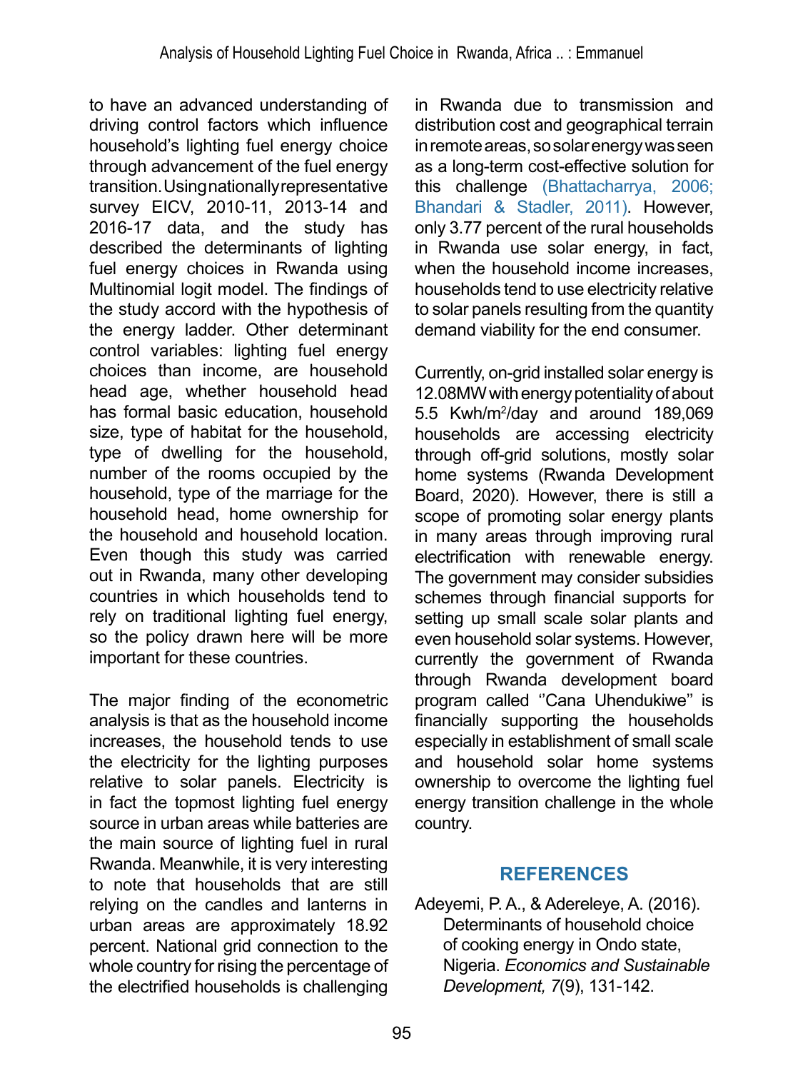to have an advanced understanding of driving control factors which influence household's lighting fuel energy choice through advancement of the fuel energy transition. Using nationally representative survey EICV, 2010-11, 2013-14 and 2016-17 data, and the study has described the determinants of lighting fuel energy choices in Rwanda using Multinomial logit model. The findings of the study accord with the hypothesis of the energy ladder. Other determinant control variables: lighting fuel energy choices than income, are household head age, whether household head has formal basic education, household size, type of habitat for the household, type of dwelling for the household, number of the rooms occupied by the household, type of the marriage for the household head, home ownership for the household and household location. Even though this study was carried out in Rwanda, many other developing countries in which households tend to rely on traditional lighting fuel energy, so the policy drawn here will be more important for these countries.

The major finding of the econometric analysis is that as the household income increases, the household tends to use the electricity for the lighting purposes relative to solar panels. Electricity is in fact the topmost lighting fuel energy source in urban areas while batteries are the main source of lighting fuel in rural Rwanda. Meanwhile, it is very interesting to note that households that are still relying on the candles and lanterns in urban areas are approximately 18.92 percent. National grid connection to the whole country for rising the percentage of the electrified households is challenging in Rwanda due to transmission and distribution cost and geographical terrain in remote areas, so solar energy was seen as a long-term cost-effective solution for this challenge (Bhattacharrya, 2006; Bhandari & Stadler, 2011). However, only 3.77 percent of the rural households in Rwanda use solar energy, in fact, when the household income increases, households tend to use electricity relative to solar panels resulting from the quantity demand viability for the end consumer.

Currently, on-grid installed solar energy is 12.08MW with energy potentiality of about 5.5 Kwh/m$^2$/day and around 189,069 households are accessing electricity through off-grid solutions, mostly solar home systems (Rwanda Development Board, 2020). However, there is still a scope of promoting solar energy plants in many areas through improving rural electrification with renewable energy. The government may consider subsidies schemes through financial supports for setting up small scale solar plants and even household solar systems. However, currently the government of Rwanda through Rwanda development board program called ''Cana Uhendukiwe'' is financially supporting the households especially in establishment of small scale and household solar home systems ownership to overcome the lighting fuel energy transition challenge in the whole country.

## REFERENCES

Adeyemi, P. A., & Adereleye, A. (2016). Determinants of household choice of cooking energy in Ondo state, Nigeria. *Economics and Sustainable Development, 7*(9), 131-142.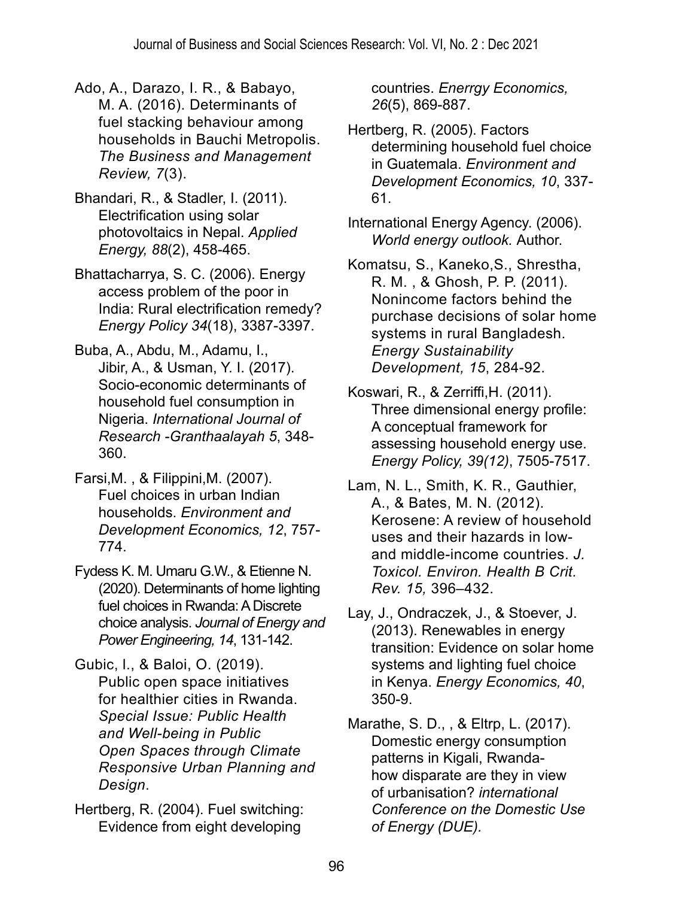Ado, A., Darazo, I. R., & Babayo, M. A. (2016). Determinants of fuel stacking behaviour among households in Bauchi Metropolis. *The Business and Management Review, 7*(3).

Bhandari, R., & Stadler, I. (2011). Electrification using solar photovoltaics in Nepal. *Applied Energy, 88*(2), 458-465.

Bhattacharrya, S. C. (2006). Energy access problem of the poor in India: Rural electrification remedy? *Energy Policy 34*(18), 3387-3397.

Buba, A., Abdu, M., Adamu, I., Jibir, A., & Usman, Y. I. (2017). Socio-economic determinants of household fuel consumption in Nigeria. *International Journal of Research -Granthaalayah 5*, 348-360.

Farsi,M. , & Filippini,M. (2007). Fuel choices in urban Indian households. *Environment and Development Economics, 12*, 757-774.

Fydess K. M. Umaru G.W., & Etienne N. (2020). Determinants of home lighting fuel choices in Rwanda: A Discrete choice analysis. *Journal of Energy and Power Engineering, 14*, 131-142.

Gubic, I., & Baloi, O. (2019). Public open space initiatives for healthier cities in Rwanda. *Special Issue: Public Health and Well-being in Public Open Spaces through Climate Responsive Urban Planning and Design*.

Hertberg, R. (2004). Fuel switching: Evidence from eight developing countries. *Enerrgy Economics, 26*(5), 869-887.

Hertberg, R. (2005). Factors determining household fuel choice in Guatemala. *Environment and Development Economics, 10*, 337-61.

International Energy Agency. (2006). *World energy outlook.* Author.

Komatsu, S., Kaneko,S., Shrestha, R. M. , & Ghosh, P. P. (2011). Nonincome factors behind the purchase decisions of solar home systems in rural Bangladesh. *Energy Sustainability Development, 15*, 284-92.

Koswari, R., & Zerriffi,H. (2011). Three dimensional energy profile: A conceptual framework for assessing household energy use. *Energy Policy, 39(12)*, 7505-7517.

Lam, N. L., Smith, K. R., Gauthier, A., & Bates, M. N. (2012). Kerosene: A review of household uses and their hazards in low-and middle-income countries. *J. Toxicol. Environ. Health B Crit. Rev. 15,* 396–432.

Lay, J., Ondraczek, J., & Stoever, J. (2013). Renewables in energy transition: Evidence on solar home systems and lighting fuel choice in Kenya. *Energy Economics, 40*, 350-9.

Marathe, S. D., , & Eltrp, L. (2017). Domestic energy consumption patterns in Kigali, Rwanda-how disparate are they in view of urbanisation? *international Conference on the Domestic Use of Energy (DUE).*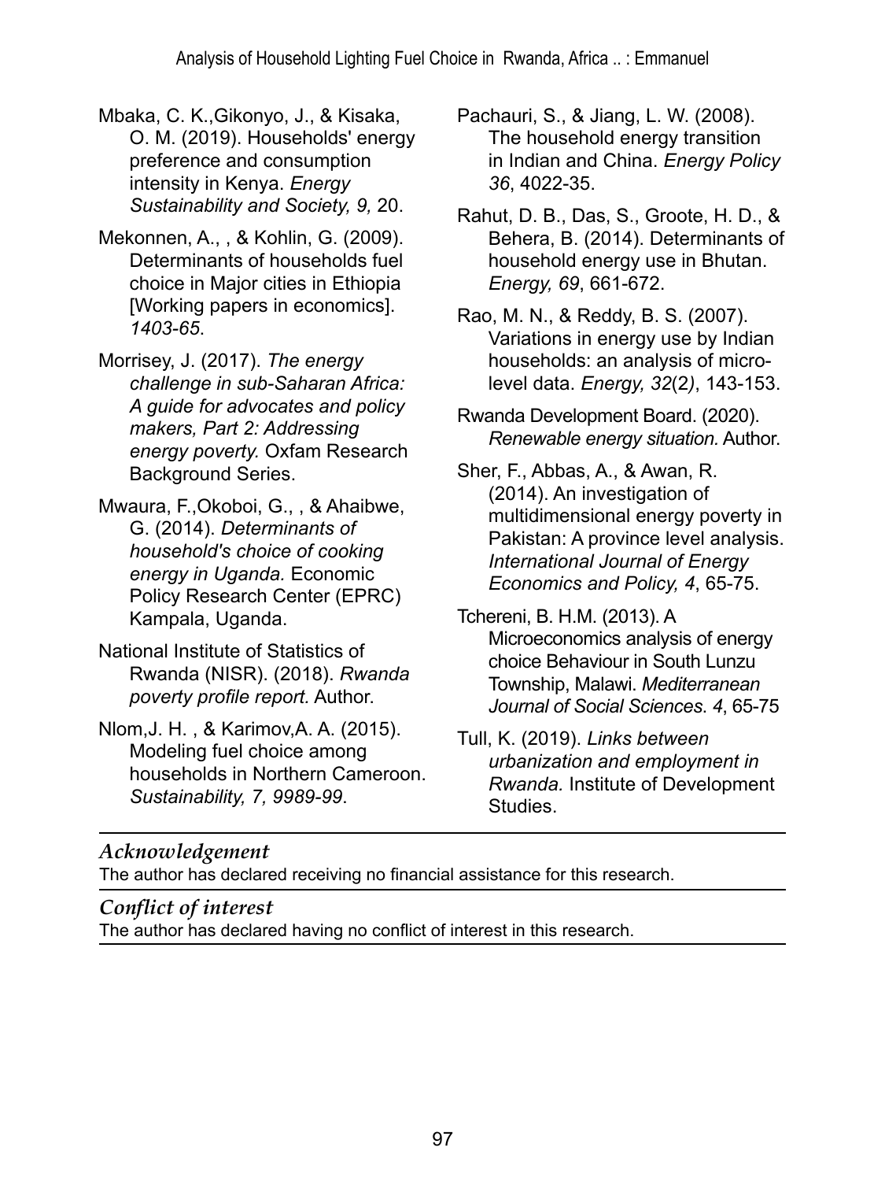Mbaka, C. K.,Gikonyo, J., & Kisaka, O. M. (2019). Households' energy preference and consumption intensity in Kenya. *Energy Sustainability and Society, 9,* 20.

Mekonnen, A., , & Kohlin, G. (2009). Determinants of households fuel choice in Major cities in Ethiopia [Working papers in economics]. *1403-65*.

Morrisey, J. (2017). *The energy challenge in sub-Saharan Africa: A guide for advocates and policy makers, Part 2: Addressing energy poverty.* Oxfam Research Background Series.

Mwaura, F.,Okoboi, G., , & Ahaibwe, G. (2014). *Determinants of household's choice of cooking energy in Uganda.* Economic Policy Research Center (EPRC) Kampala, Uganda.

National Institute of Statistics of Rwanda (NISR). (2018). *Rwanda poverty profile report.* Author.

Nlom,J. H. , & Karimov,A. A. (2015). Modeling fuel choice among households in Northern Cameroon. *Sustainability, 7, 9989-99*.

Pachauri, S., & Jiang, L. W. (2008). The household energy transition in Indian and China. *Energy Policy 36*, 4022-35.

Rahut, D. B., Das, S., Groote, H. D., & Behera, B. (2014). Determinants of household energy use in Bhutan. *Energy, 69*, 661-672.

Rao, M. N., & Reddy, B. S. (2007). Variations in energy use by Indian households: an analysis of micro-level data. *Energy, 32*(2*)*, 143-153.

Rwanda Development Board. (2020). *Renewable energy situation.* Author.

Sher, F., Abbas, A., & Awan, R. (2014). An investigation of multidimensional energy poverty in Pakistan: A province level analysis. *International Journal of Energy Economics and Policy, 4*, 65-75.

Tchereni, B. H.M. (2013). A Microeconomics analysis of energy choice Behaviour in South Lunzu Township, Malawi. *Mediterranean Journal of Social Sciences. 4*, 65-75

Tull, K. (2019). *Links between urbanization and employment in Rwanda.* Institute of Development Studies.

## *Acknowledgement*

The author has declared receiving no financial assistance for this research.

## *Conflict of interest*

The author has declared having no conflict of interest in this research.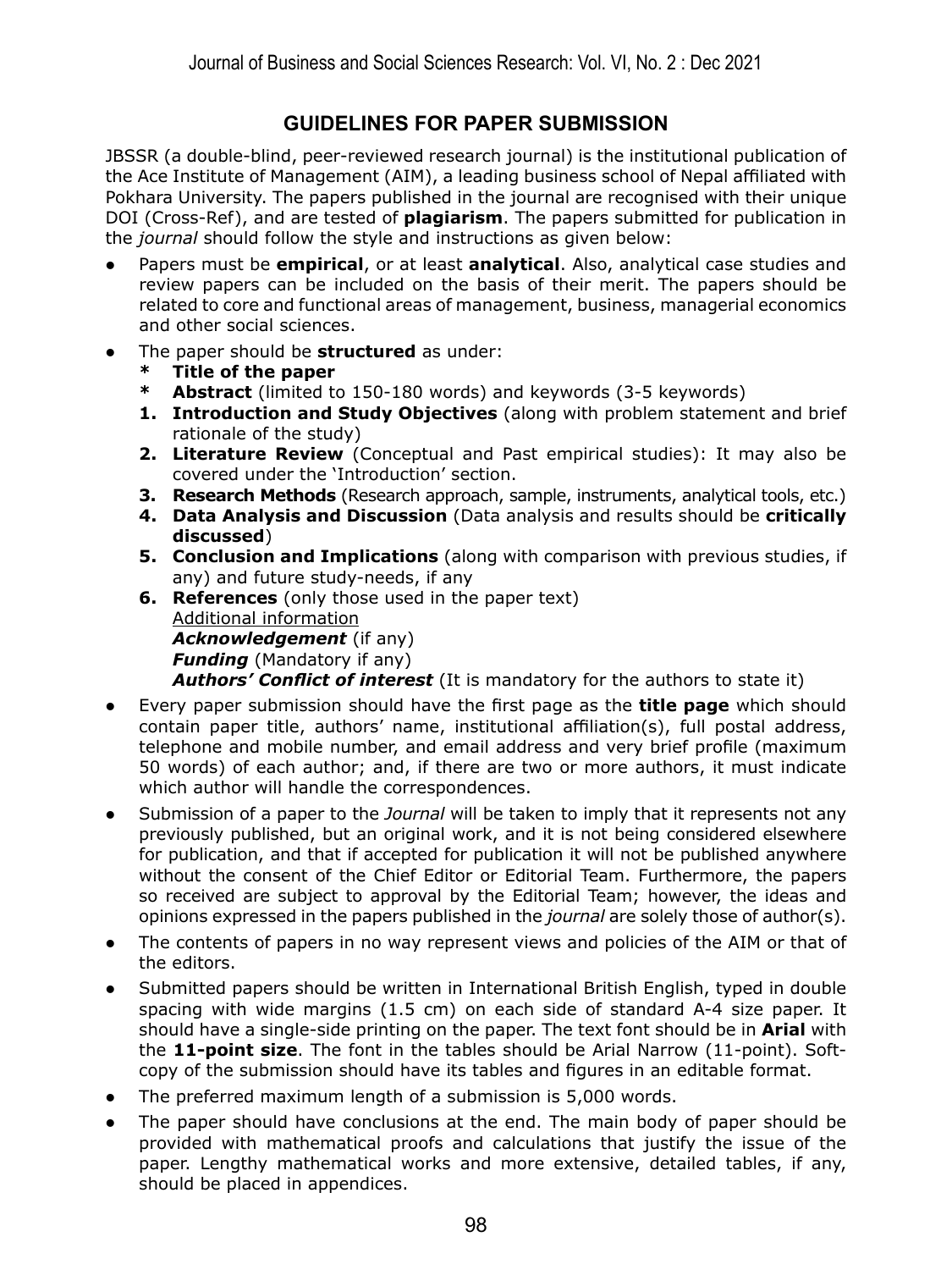## GUIDELINES FOR PAPER SUBMISSION

JBSSR (a double-blind, peer-reviewed research journal) is the institutional publication of the Ace Institute of Management (AIM), a leading business school of Nepal affiliated with Pokhara University. The papers published in the journal are recognised with their unique DOI (Cross-Ref), and are tested of **plagiarism**. The papers submitted for publication in the *journal* should follow the style and instructions as given below:

- Papers must be **empirical**, or at least **analytical**. Also, analytical case studies and review papers can be included on the basis of their merit. The papers should be related to core and functional areas of management, business, managerial economics and other social sciences.
- The paper should be **structured** as under:
  - **\* Title of the paper**
  - **\* Abstract** (limited to 150-180 words) and keywords (3-5 keywords)
  - **1. Introduction and Study Objectives** (along with problem statement and brief rationale of the study)
  - **2. Literature Review** (Conceptual and Past empirical studies): It may also be covered under the 'Introduction' section.
  - **3. Research Methods** (Research approach, sample, instruments, analytical tools, etc.)
  - **4. Data Analysis and Discussion** (Data analysis and results should be **critically discussed**)
  - **5. Conclusion and Implications** (along with comparison with previous studies, if any) and future study-needs, if any
  - **6. References** (only those used in the paper text)

    Additional information

    ***Acknowledgement*** (if any)

    ***Funding*** (Mandatory if any)

    ***Authors' Conflict of interest*** (It is mandatory for the authors to state it)
- Every paper submission should have the first page as the **title page** which should contain paper title, authors' name, institutional affiliation(s), full postal address, telephone and mobile number, and email address and very brief profile (maximum 50 words) of each author; and, if there are two or more authors, it must indicate which author will handle the correspondences.
- Submission of a paper to the *Journal* will be taken to imply that it represents not any previously published, but an original work, and it is not being considered elsewhere for publication, and that if accepted for publication it will not be published anywhere without the consent of the Chief Editor or Editorial Team. Furthermore, the papers so received are subject to approval by the Editorial Team; however, the ideas and opinions expressed in the papers published in the *journal* are solely those of author(s).
- The contents of papers in no way represent views and policies of the AIM or that of the editors.
- Submitted papers should be written in International British English, typed in double spacing with wide margins (1.5 cm) on each side of standard A-4 size paper. It should have a single-side printing on the paper. The text font should be in **Arial** with the **11-point size**. The font in the tables should be Arial Narrow (11-point). Soft-copy of the submission should have its tables and figures in an editable format.
- The preferred maximum length of a submission is 5,000 words.
- The paper should have conclusions at the end. The main body of paper should be provided with mathematical proofs and calculations that justify the issue of the paper. Lengthy mathematical works and more extensive, detailed tables, if any, should be placed in appendices.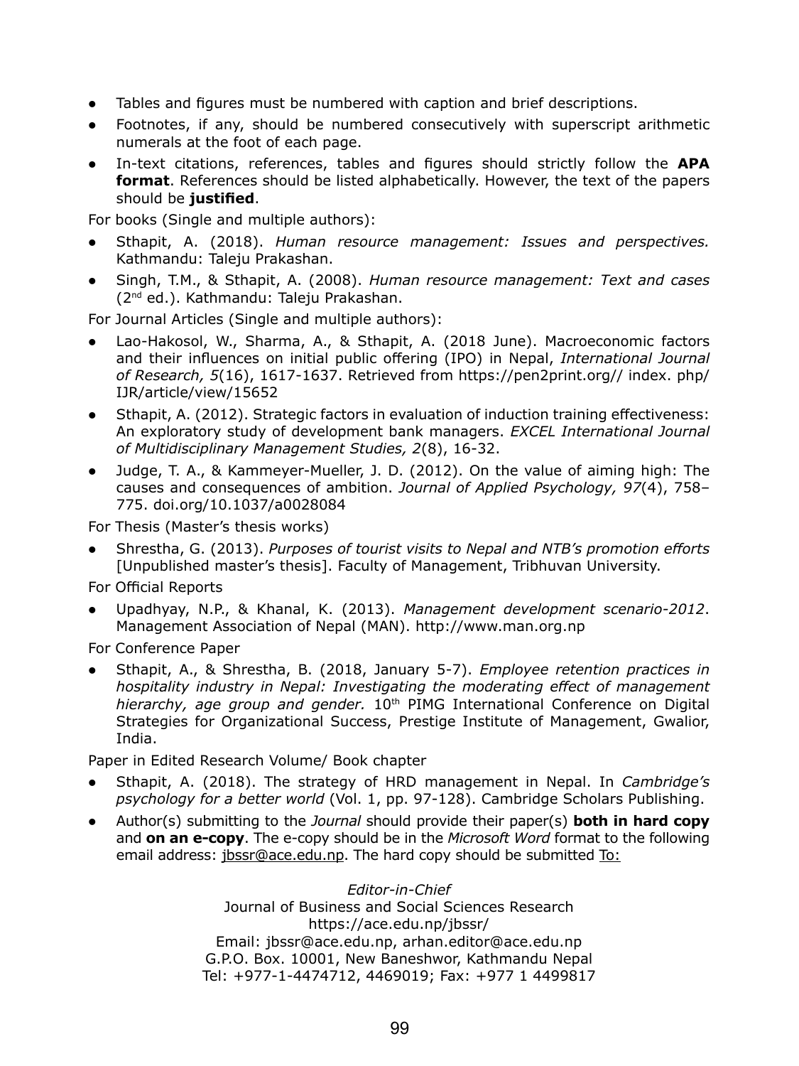- Tables and figures must be numbered with caption and brief descriptions.
- Footnotes, if any, should be numbered consecutively with superscript arithmetic numerals at the foot of each page.
- In-text citations, references, tables and figures should strictly follow the **APA format**. References should be listed alphabetically. However, the text of the papers should be **justified**.

For books (Single and multiple authors):

- Sthapit, A. (2018). *Human resource management: Issues and perspectives.* Kathmandu: Taleju Prakashan.
- Singh, T.M., & Sthapit, A. (2008). *Human resource management: Text and cases* (2nd ed.). Kathmandu: Taleju Prakashan.

For Journal Articles (Single and multiple authors):

- Lao-Hakosol, W., Sharma, A., & Sthapit, A. (2018 June). Macroeconomic factors and their influences on initial public offering (IPO) in Nepal, *International Journal of Research, 5*(16), 1617-1637. Retrieved from https://pen2print.org// index. php/ IJR/article/view/15652
- Sthapit, A. (2012). Strategic factors in evaluation of induction training effectiveness: An exploratory study of development bank managers. *EXCEL International Journal of Multidisciplinary Management Studies, 2*(8), 16-32.
- Judge, T. A., & Kammeyer-Mueller, J. D. (2012). On the value of aiming high: The causes and consequences of ambition. *Journal of Applied Psychology, 97*(4), 758–775. doi.org/10.1037/a0028084

For Thesis (Master's thesis works)

- Shrestha, G. (2013). *Purposes of tourist visits to Nepal and NTB's promotion efforts* [Unpublished master's thesis]. Faculty of Management, Tribhuvan University.

For Official Reports

- Upadhyay, N.P., & Khanal, K. (2013). *Management development scenario-2012*. Management Association of Nepal (MAN). http://www.man.org.np

For Conference Paper

- Sthapit, A., & Shrestha, B. (2018, January 5-7). *Employee retention practices in hospitality industry in Nepal: Investigating the moderating effect of management hierarchy, age group and gender.* 10th PIMG International Conference on Digital Strategies for Organizational Success, Prestige Institute of Management, Gwalior, India.

Paper in Edited Research Volume/ Book chapter

- Sthapit, A. (2018). The strategy of HRD management in Nepal. In *Cambridge's psychology for a better world* (Vol. 1, pp. 97-128). Cambridge Scholars Publishing.
- Author(s) submitting to the *Journal* should provide their paper(s) **both in hard copy** and **on an e-copy**. The e-copy should be in the *Microsoft Word* format to the following email address: jbssr@ace.edu.np. The hard copy should be submitted To:

*Editor-in-Chief*
Journal of Business and Social Sciences Research
https://ace.edu.np/jbssr/
Email: jbssr@ace.edu.np, arhan.editor@ace.edu.np
G.P.O. Box. 10001, New Baneshwor, Kathmandu Nepal
Tel: +977-1-4474712, 4469019; Fax: +977 1 4499817